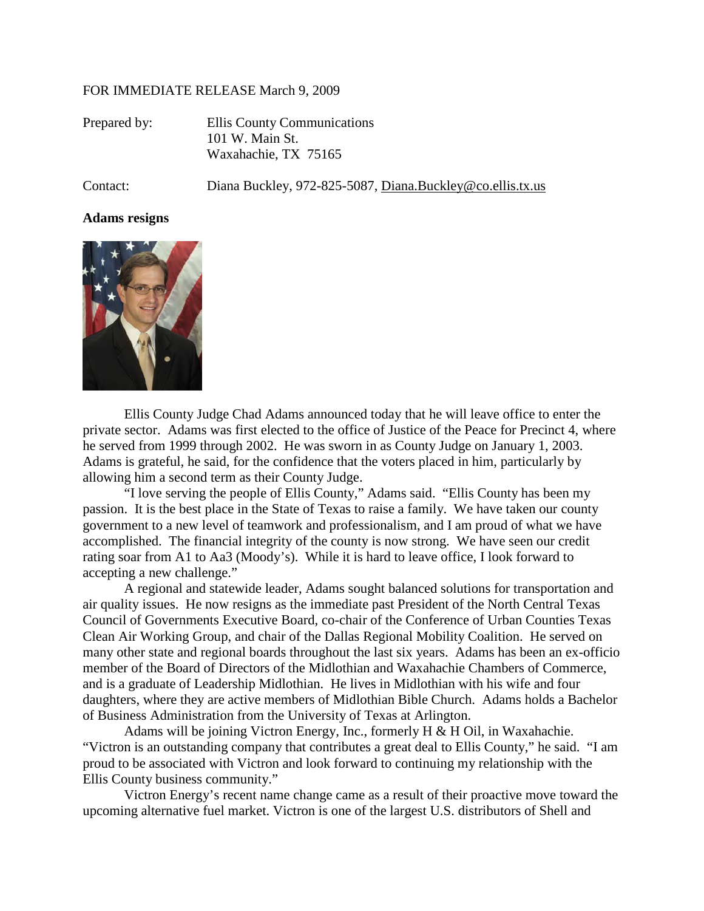FOR IMMEDIATE RELEASE March 9, 2009

Prepared by: Ellis County Communications
101 W. Main St.
Waxahachie, TX 75165

Contact: Diana Buckley, 972-825-5087, Diana.Buckley@co.ellis.tx.us

**Adams resigns**

Ellis County Judge Chad Adams announced today that he will leave office to enter the private sector. Adams was first elected to the office of Justice of the Peace for Precinct 4, where he served from 1999 through 2002. He was sworn in as County Judge on January 1, 2003. Adams is grateful, he said, for the confidence that the voters placed in him, particularly by allowing him a second term as their County Judge.

"I love serving the people of Ellis County," Adams said. "Ellis County has been my passion. It is the best place in the State of Texas to raise a family. We have taken our county government to a new level of teamwork and professionalism, and I am proud of what we have accomplished. The financial integrity of the county is now strong. We have seen our credit rating soar from A1 to Aa3 (Moody's). While it is hard to leave office, I look forward to accepting a new challenge."

A regional and statewide leader, Adams sought balanced solutions for transportation and air quality issues. He now resigns as the immediate past President of the North Central Texas Council of Governments Executive Board, co-chair of the Conference of Urban Counties Texas Clean Air Working Group, and chair of the Dallas Regional Mobility Coalition. He served on many other state and regional boards throughout the last six years. Adams has been an ex-officio member of the Board of Directors of the Midlothian and Waxahachie Chambers of Commerce, and is a graduate of Leadership Midlothian. He lives in Midlothian with his wife and four daughters, where they are active members of Midlothian Bible Church. Adams holds a Bachelor of Business Administration from the University of Texas at Arlington.

Adams will be joining Victron Energy, Inc., formerly H & H Oil, in Waxahachie. "Victron is an outstanding company that contributes a great deal to Ellis County," he said. "I am proud to be associated with Victron and look forward to continuing my relationship with the Ellis County business community."

Victron Energy's recent name change came as a result of their proactive move toward the upcoming alternative fuel market. Victron is one of the largest U.S. distributors of Shell and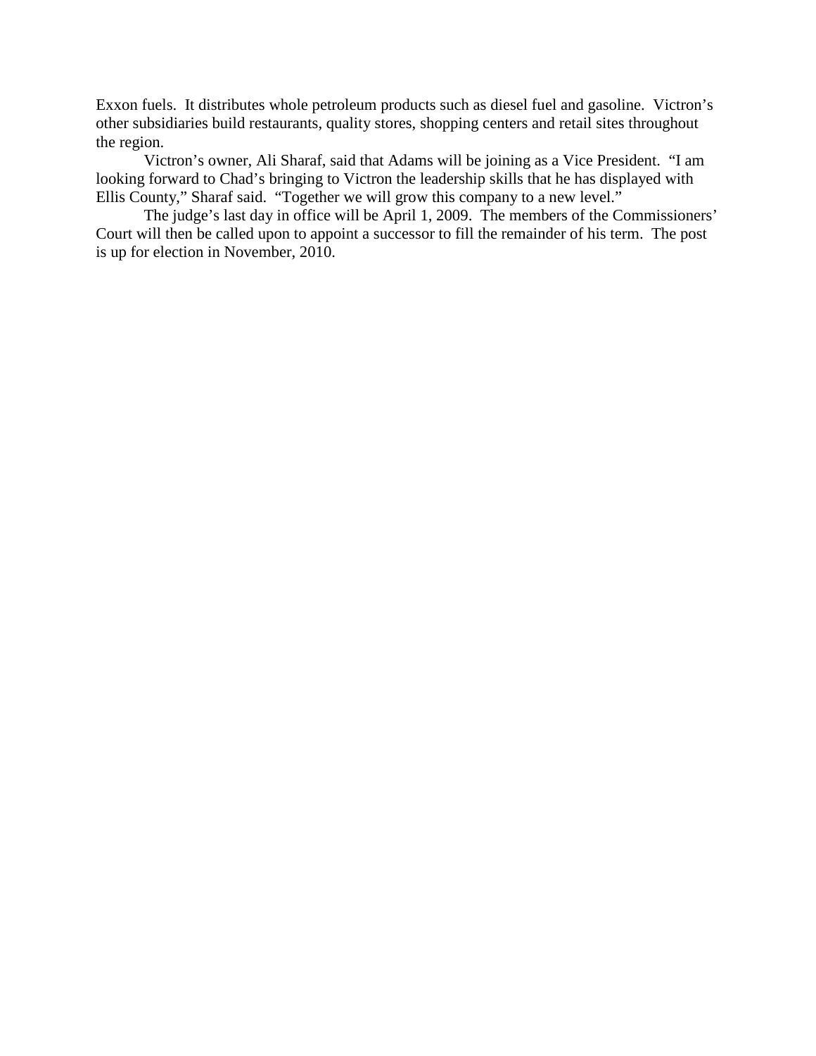Exxon fuels. It distributes whole petroleum products such as diesel fuel and gasoline. Victron's other subsidiaries build restaurants, quality stores, shopping centers and retail sites throughout the region.

Victron's owner, Ali Sharaf, said that Adams will be joining as a Vice President. "I am looking forward to Chad's bringing to Victron the leadership skills that he has displayed with Ellis County," Sharaf said. "Together we will grow this company to a new level."

The judge's last day in office will be April 1, 2009. The members of the Commissioners' Court will then be called upon to appoint a successor to fill the remainder of his term. The post is up for election in November, 2010.